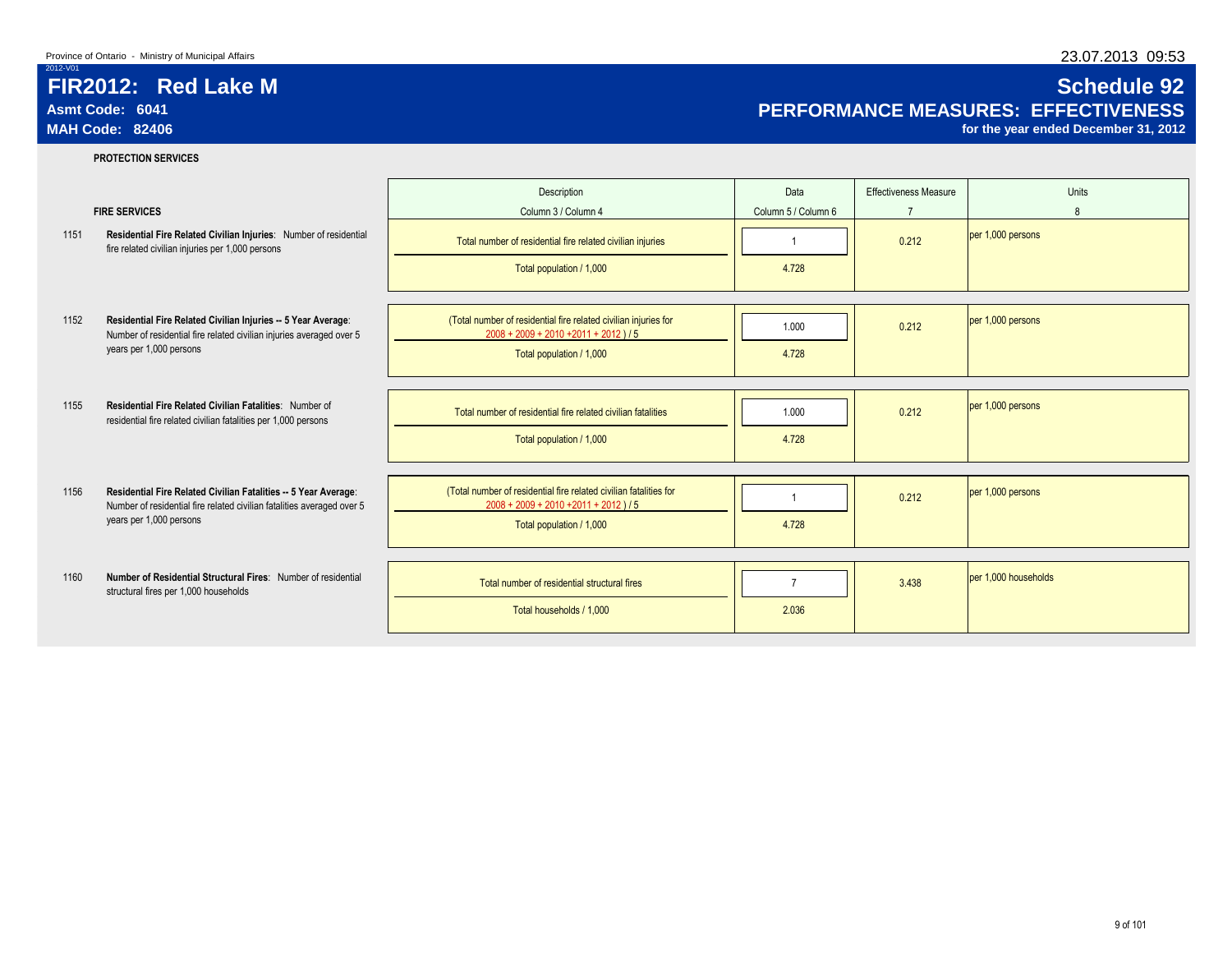Province of Ontario - Ministry of Municipal Affairs

23.07.2013 09:53

2012-V01

# FIR2012: Red Lake M

**Asmt Code: 6041**

**MAH Code: 82406**

# Schedule 92

## PERFORMANCE MEASURES: EFFECTIVENESS

**for the year ended December 31, 2012**

**PROTECTION SERVICES**

**FIRE SERVICES**

| | | Description<br>Column 3 / Column 4 | Data<br>Column 5 / Column 6 | Effectiveness Measure<br>7 | Units<br>8 |
|---|---|---|---|---|---|
| 1151 | **Residential Fire Related Civilian Injuries**: Number of residential fire related civilian injuries per 1,000 persons | Total number of residential fire related civilian injuries | 1 | 0.212 | per 1,000 persons |
| | | Total population / 1,000 | 4.728 | | |
| 1152 | **Residential Fire Related Civilian Injuries -- 5 Year Average**: Number of residential fire related civilian injuries averaged over 5 years per 1,000 persons | (Total number of residential fire related civilian injuries for 2008 + 2009 + 2010 +2011 + 2012 ) / 5 | 1.000 | 0.212 | per 1,000 persons |
| | | Total population / 1,000 | 4.728 | | |
| 1155 | **Residential Fire Related Civilian Fatalities**: Number of residential fire related civilian fatalities per 1,000 persons | Total number of residential fire related civilian fatalities | 1.000 | 0.212 | per 1,000 persons |
| | | Total population / 1,000 | 4.728 | | |
| 1156 | **Residential Fire Related Civilian Fatalities -- 5 Year Average**: Number of residential fire related civilian fatalities averaged over 5 years per 1,000 persons | (Total number of residential fire related civilian fatalities for 2008 + 2009 + 2010 +2011 + 2012 ) / 5 | 1 | 0.212 | per 1,000 persons |
| | | Total population / 1,000 | 4.728 | | |
| 1160 | **Number of Residential Structural Fires**: Number of residential structural fires per 1,000 households | Total number of residential structural fires | 7 | 3.438 | per 1,000 households |
| | | Total households / 1,000 | 2.036 | | |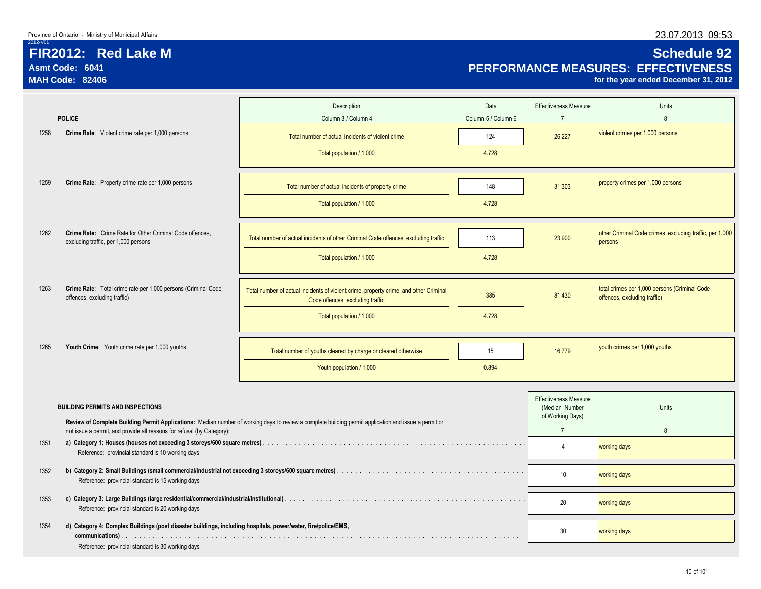Province of Ontario - Ministry of Municipal Affairs

2012-V01

# FIR2012: Red Lake M

**Asmt Code: 6041**

**MAH Code: 82406**

## Schedule 92

## PERFORMANCE MEASURES: EFFECTIVENESS

**for the year ended December 31, 2012**

| | POLICE | Description<br>Column 3 / Column 4 | Data<br>Column 5 / Column 6 | Effectiveness Measure<br>7 | Units<br>8 |
|---|---|---|---|---|---|
| 1258 | **Crime Rate**: Violent crime rate per 1,000 persons | Total number of actual incidents of violent crime | 124 | 26.227 | violent crimes per 1,000 persons |
| | | Total population / 1,000 | 4.728 | | |
| 1259 | **Crime Rate**: Property crime rate per 1,000 persons | Total number of actual incidents of property crime | 148 | 31.303 | property crimes per 1,000 persons |
| | | Total population / 1,000 | 4.728 | | |
| 1262 | **Crime Rate:** Crime Rate for Other Criminal Code offences, excluding traffic, per 1,000 persons | Total number of actual incidents of other Criminal Code offences, excluding traffic | 113 | 23.900 | other Criminal Code crimes, excluding traffic, per 1,000 persons |
| | | Total population / 1,000 | 4.728 | | |
| 1263 | **Crime Rate**: Total crime rate per 1,000 persons (Criminal Code offences, excluding traffic) | Total number of actual incidents of violent crime, property crime, and other Criminal Code offences, excluding traffic | 385 | 81.430 | total crimes per 1,000 persons (Criminal Code offences, excluding traffic) |
| | | Total population / 1,000 | 4.728 | | |
| 1265 | **Youth Crime**: Youth crime rate per 1,000 youths | Total number of youths cleared by charge or cleared otherwise | 15 | 16.779 | youth crimes per 1,000 youths |
| | | Youth population / 1,000 | 0.894 | | |

**BUILDING PERMITS AND INSPECTIONS**

**Review of Complete Building Permit Applications:** Median number of working days to review a complete building permit application and issue a permit or not issue a permit, and provide all reasons for refusal (by Category):

| | | Effectiveness Measure (Median Number of Working Days)<br>7 | Units<br>8 |
|---|---|---|---|
| 1351 | **a) Category 1: Houses (houses not exceeding 3 storeys/600 square metres)**<br>Reference: provincial standard is 10 working days | 4 | working days |
| 1352 | **b) Category 2: Small Buildings (small commercial/industrial not exceeding 3 storeys/600 square metres)**<br>Reference: provincial standard is 15 working days | 10 | working days |
| 1353 | **c) Category 3: Large Buildings (large residential/commercial/industrial/institutional)**<br>Reference: provincial standard is 20 working days | 20 | working days |
| 1354 | **d) Category 4: Complex Buildings (post disaster buildings, including hospitals, power/water, fire/police/EMS, communications)**<br>Reference: provincial standard is 30 working days | 30 | working days |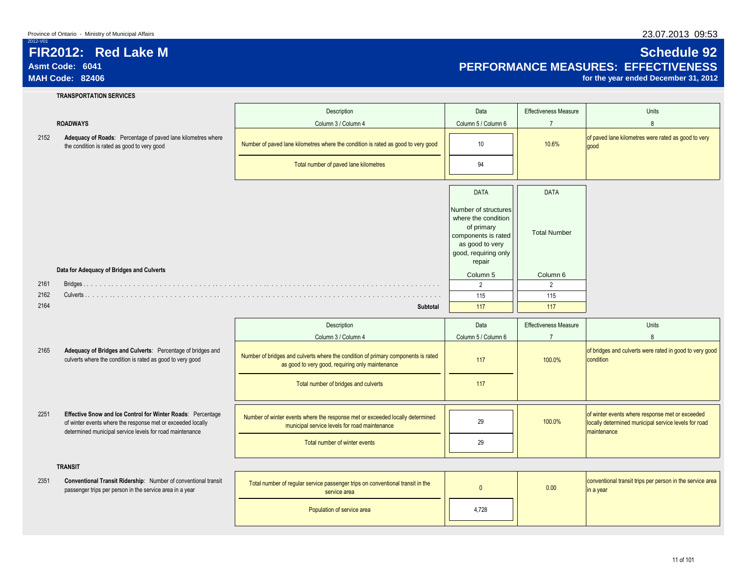# FIR2012: Red Lake M

**Asmt Code: 6041**
**MAH Code: 82406**

## Schedule 92
## PERFORMANCE MEASURES: EFFECTIVENESS
**for the year ended December 31, 2012**

### TRANSPORTATION SERVICES

#### ROADWAYS

| | | Description<br>Column 3 / Column 4 | Data<br>Column 5 / Column 6 | Effectiveness Measure<br>7 | Units<br>8 |
|---|---|---|---|---|---|
| 2152 | **Adequacy of Roads**: Percentage of paved lane kilometres where the condition is rated as good to very good | Number of paved lane kilometres where the condition is rated as good to very good | 10 | 10.6% | of paved lane kilometres were rated as good to very good |
| | | Total number of paved lane kilometres | 94 | | |

#### Data for Adequacy of Bridges and Culverts

| | | DATA<br>Number of structures where the condition of primary components is rated as good to very good, requiring only repair<br>Column 5 | DATA<br>Total Number<br>Column 6 |
|---|---|---|---|
| 2161 | Bridges | 2 | 2 |
| 2162 | Culverts | 115 | 115 |
| 2164 | **Subtotal** | 117 | 117 |

| | | Description<br>Column 3 / Column 4 | Data<br>Column 5 / Column 6 | Effectiveness Measure<br>7 | Units<br>8 |
|---|---|---|---|---|---|
| 2165 | **Adequacy of Bridges and Culverts**: Percentage of bridges and culverts where the condition is rated as good to very good | Number of bridges and culverts where the condition of primary components is rated as good to very good, requiring only maintenance | 117 | 100.0% | of bridges and culverts were rated in good to very good condition |
| | | Total number of bridges and culverts | 117 | | |
| 2251 | **Effective Snow and Ice Control for Winter Roads**: Percentage of winter events where the response met or exceeded locally determined municipal service levels for road maintenance | Number of winter events where the response met or exceeded locally determined municipal service levels for road maintenance | 29 | 100.0% | of winter events where response met or exceeded locally determined municipal service levels for road maintenance |
| | | Total number of winter events | 29 | | |

#### TRANSIT

| | | Description | Data | Effectiveness Measure | Units |
|---|---|---|---|---|---|
| 2351 | **Conventional Transit Ridership**: Number of conventional transit passenger trips per person in the service area in a year | Total number of regular service passenger trips on conventional transit in the service area | 0 | 0.00 | conventional transit trips per person in the service area in a year |
| | | Population of service area | 4,728 | | |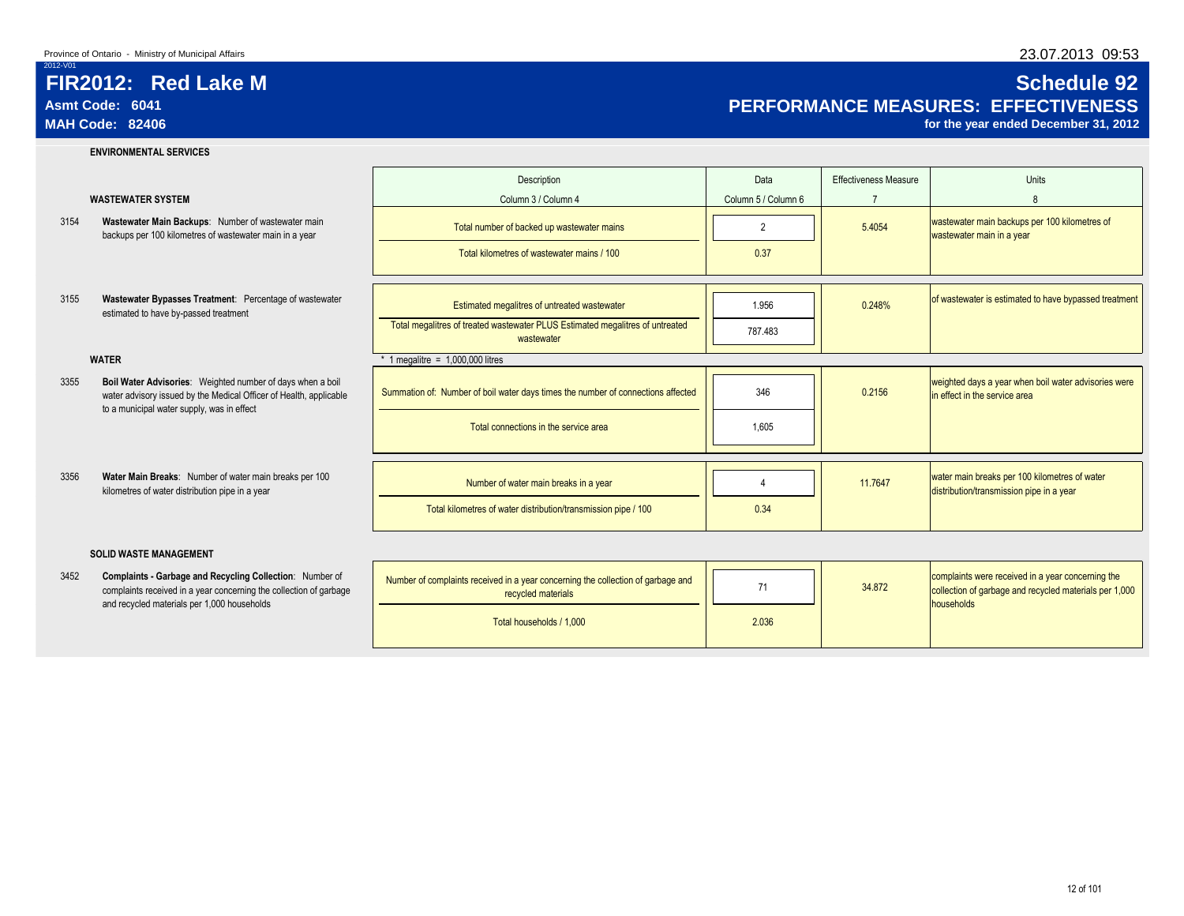Province of Ontario - Ministry of Municipal Affairs

2012-V01

# FIR2012: Red Lake M

**Asmt Code: 6041**

**MAH Code: 82406**

## Schedule 92

## PERFORMANCE MEASURES: EFFECTIVENESS

**for the year ended December 31, 2012**

### ENVIRONMENTAL SERVICES

| | | Description | Data | Effectiveness Measure | Units |
|---|---|---|---|---|---|
| | **WASTEWATER SYSTEM** | Column 3 / Column 4 | Column 5 / Column 6 | 7 | 8 |
| 3154 | **Wastewater Main Backups**: Number of wastewater main backups per 100 kilometres of wastewater main in a year | Total number of backed up wastewater mains | 2 | 5.4054 | wastewater main backups per 100 kilometres of wastewater main in a year |
| | | Total kilometres of wastewater mains / 100 | 0.37 | | |
| 3155 | **Wastewater Bypasses Treatment**: Percentage of wastewater estimated to have by-passed treatment | Estimated megalitres of untreated wastewater | 1.956 | 0.248% | of wastewater is estimated to have bypassed treatment |
| | | Total megalitres of treated wastewater PLUS Estimated megalitres of untreated wastewater | 787.483 | | |
| | | * 1 megalitre = 1,000,000 litres | | | |
| | **WATER** | | | | |
| 3355 | **Boil Water Advisories**: Weighted number of days when a boil water advisory issued by the Medical Officer of Health, applicable to a municipal water supply, was in effect | Summation of: Number of boil water days times the number of connections affected | 346 | 0.2156 | weighted days a year when boil water advisories were in effect in the service area |
| | | Total connections in the service area | 1,605 | | |
| 3356 | **Water Main Breaks**: Number of water main breaks per 100 kilometres of water distribution pipe in a year | Number of water main breaks in a year | 4 | 11.7647 | water main breaks per 100 kilometres of water distribution/transmission pipe in a year |
| | | Total kilometres of water distribution/transmission pipe / 100 | 0.34 | | |
| | **SOLID WASTE MANAGEMENT** | | | | |
| 3452 | **Complaints - Garbage and Recycling Collection**: Number of complaints received in a year concerning the collection of garbage and recycled materials per 1,000 households | Number of complaints received in a year concerning the collection of garbage and recycled materials | 71 | 34.872 | complaints were received in a year concerning the collection of garbage and recycled materials per 1,000 households |
| | | Total households / 1,000 | 2.036 | | |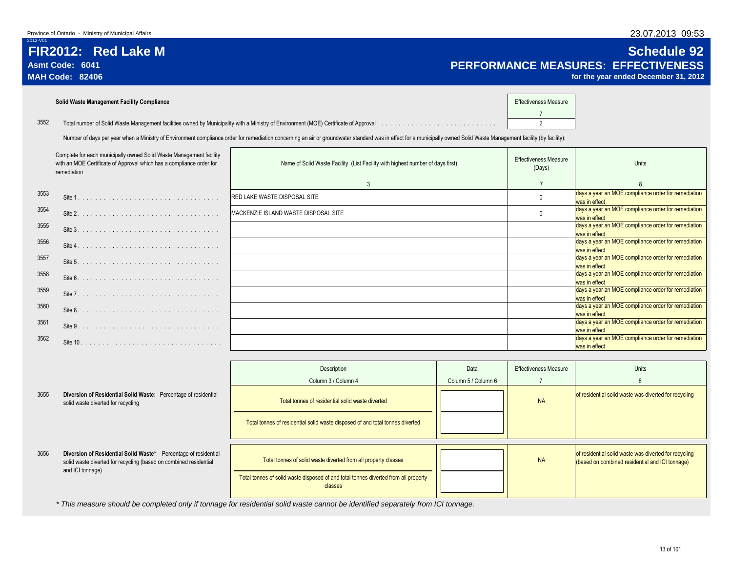Province of Ontario - Ministry of Municipal Affairs

23.07.2013 09:53

2012-V01

# FIR2012: Red Lake M

**Asmt Code: 6041**

**MAH Code: 82406**

# Schedule 92

## PERFORMANCE MEASURES: EFFECTIVENESS

**for the year ended December 31, 2012**

**Solid Waste Management Facility Compliance**

| | | Effectiveness Measure |
|---|---|---|
| | | 7 |
| 3552 | Total number of Solid Waste Management facilities owned by Municipality with a Ministry of Environment (MOE) Certificate of Approval | 2 |

Number of days per year when a Ministry of Environment compliance order for remediation concerning an air or groundwater standard was in effect for a municipally owned Solid Waste Management facility (by facility):

| | Complete for each municipally owned Solid Waste Management facility with an MOE Certificate of Approval which has a compliance order for remediation | Name of Solid Waste Facility (List Facility with highest number of days first) | Effectiveness Measure (Days) | Units |
|---|---|---|---|---|
| | | 3 | 7 | 8 |
| 3553 | Site 1 | RED LAKE WASTE DISPOSAL SITE | 0 | days a year an MOE compliance order for remediation was in effect |
| 3554 | Site 2 | MACKENZIE ISLAND WASTE DISPOSAL SITE | 0 | days a year an MOE compliance order for remediation was in effect |
| 3555 | Site 3 | | | days a year an MOE compliance order for remediation was in effect |
| 3556 | Site 4 | | | days a year an MOE compliance order for remediation was in effect |
| 3557 | Site 5 | | | days a year an MOE compliance order for remediation was in effect |
| 3558 | Site 6 | | | days a year an MOE compliance order for remediation was in effect |
| 3559 | Site 7 | | | days a year an MOE compliance order for remediation was in effect |
| 3560 | Site 8 | | | days a year an MOE compliance order for remediation was in effect |
| 3561 | Site 9 | | | days a year an MOE compliance order for remediation was in effect |
| 3562 | Site 10 | | | days a year an MOE compliance order for remediation was in effect |

| | | Description | Data | Effectiveness Measure | Units |
|---|---|---|---|---|---|
| | | Column 3 / Column 4 | Column 5 / Column 6 | 7 | 8 |
| 3655 | **Diversion of Residential Solid Waste**: Percentage of residential solid waste diverted for recycling | Total tonnes of residential solid waste diverted / Total tonnes of residential solid waste disposed of and total tonnes diverted | | NA | of residential solid waste was diverted for recycling |
| 3656 | **Diversion of Residential Solid Waste***: Percentage of residential solid waste diverted for recycling (based on combined residential and ICI tonnage) | Total tonnes of solid waste diverted from all property classes / Total tonnes of solid waste disposed of and total tonnes diverted from all property classes | | NA | of residential solid waste was diverted for recycling (based on combined residential and ICI tonnage) |

*\* This measure should be completed only if tonnage for residential solid waste cannot be identified separately from ICI tonnage.*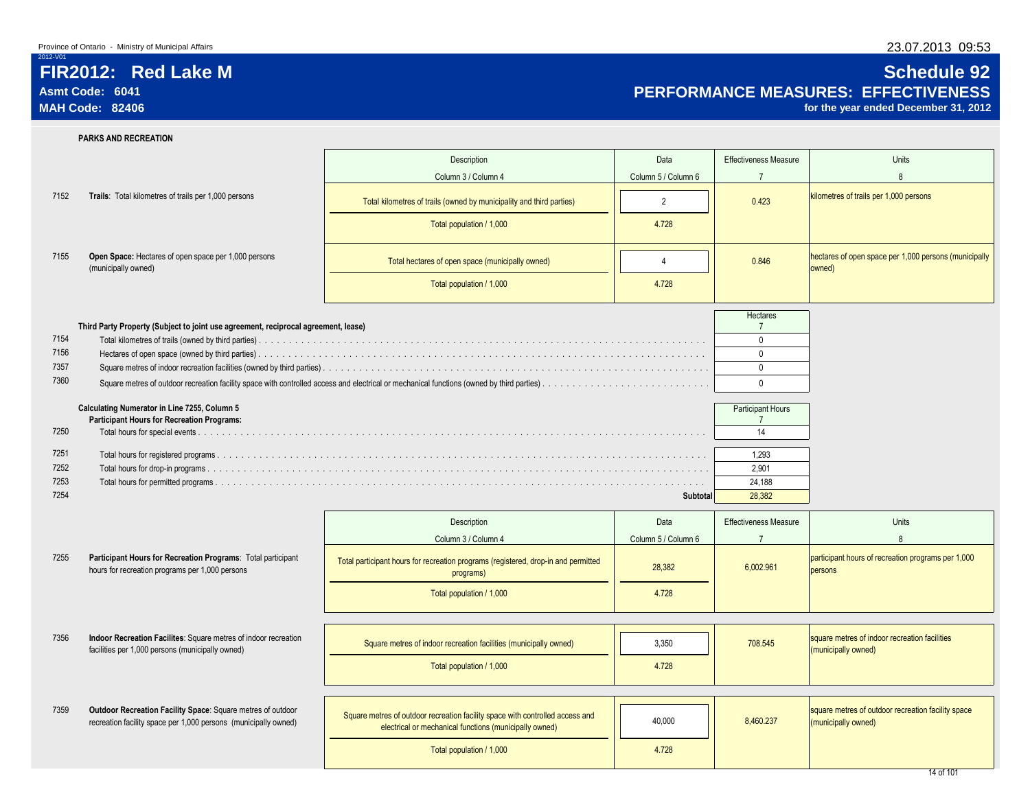# FIR2012: Red Lake M

**Asmt Code: 6041**
**MAH Code: 82406**

## Schedule 92
## PERFORMANCE MEASURES: EFFECTIVENESS
**for the year ended December 31, 2012**

### PARKS AND RECREATION

| | | Description | Data | Effectiveness Measure | Units |
|---|---|---|---|---|---|
| | | Column 3 / Column 4 | Column 5 / Column 6 | 7 | 8 |
| 7152 | **Trails**: Total kilometres of trails per 1,000 persons | Total kilometres of trails (owned by municipality and third parties) | 2 | 0.423 | kilometres of trails per 1,000 persons |
| | | Total population / 1,000 | 4.728 | | |
| 7155 | **Open Space:** Hectares of open space per 1,000 persons (municipally owned) | Total hectares of open space (municipally owned) | 4 | 0.846 | hectares of open space per 1,000 persons (municipally owned) |
| | | Total population / 1,000 | 4.728 | | |

**Third Party Property (Subject to joint use agreement, reciprocal agreement, lease)**

| | | Hectares |
|---|---|---|
| | | 7 |
| 7154 | Total kilometres of trails (owned by third parties) | 0 |
| 7156 | Hectares of open space (owned by third parties) | 0 |
| 7357 | Square metres of indoor recreation facilities (owned by third parties) | 0 |
| 7360 | Square metres of outdoor recreation facility space with controlled access and electrical or mechanical functions (owned by third parties) | 0 |

**Calculating Numerator in Line 7255, Column 5**
**Participant Hours for Recreation Programs:**

| | | Participant Hours |
|---|---|---|
| | | 7 |
| 7250 | Total hours for special events | 14 |
| 7251 | Total hours for registered programs | 1,293 |
| 7252 | Total hours for drop-in programs | 2,901 |
| 7253 | Total hours for permitted programs | 24,188 |
| 7254 | **Subtotal** | 28,382 |

| | | Description | Data | Effectiveness Measure | Units |
|---|---|---|---|---|---|
| | | Column 3 / Column 4 | Column 5 / Column 6 | 7 | 8 |
| 7255 | **Participant Hours for Recreation Programs**: Total participant hours for recreation programs per 1,000 persons | Total participant hours for recreation programs (registered, drop-in and permitted programs) | 28,382 | 6,002.961 | participant hours of recreation programs per 1,000 persons |
| | | Total population / 1,000 | 4.728 | | |
| 7356 | **Indoor Recreation Facilites**: Square metres of indoor recreation facilities per 1,000 persons (municipally owned) | Square metres of indoor recreation facilities (municipally owned) | 3,350 | 708.545 | square metres of indoor recreation facilities (municipally owned) |
| | | Total population / 1,000 | 4.728 | | |
| 7359 | **Outdoor Recreation Facility Space**: Square metres of outdoor recreation facility space per 1,000 persons (municipally owned) | Square metres of outdoor recreation facility space with controlled access and electrical or mechanical functions (municipally owned) | 40,000 | 8,460.237 | square metres of outdoor recreation facility space (municipally owned) |
| | | Total population / 1,000 | 4.728 | | |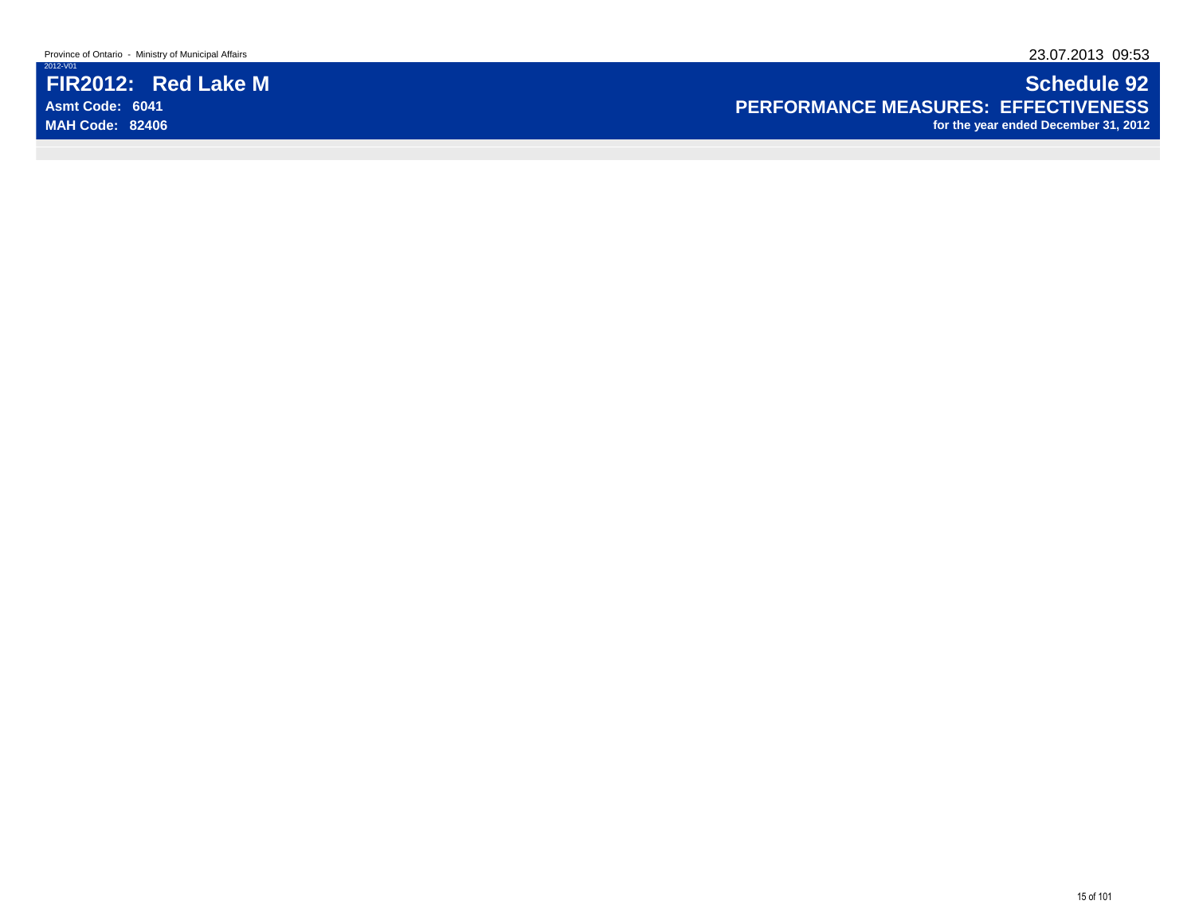Province of Ontario - Ministry of Municipal Affairs

23.07.2013 09:53

2012-V01

# FIR2012: Red Lake M

**Asmt Code: 6041**

**MAH Code: 82406**

# Schedule 92

## PERFORMANCE MEASURES: EFFECTIVENESS

**for the year ended December 31, 2012**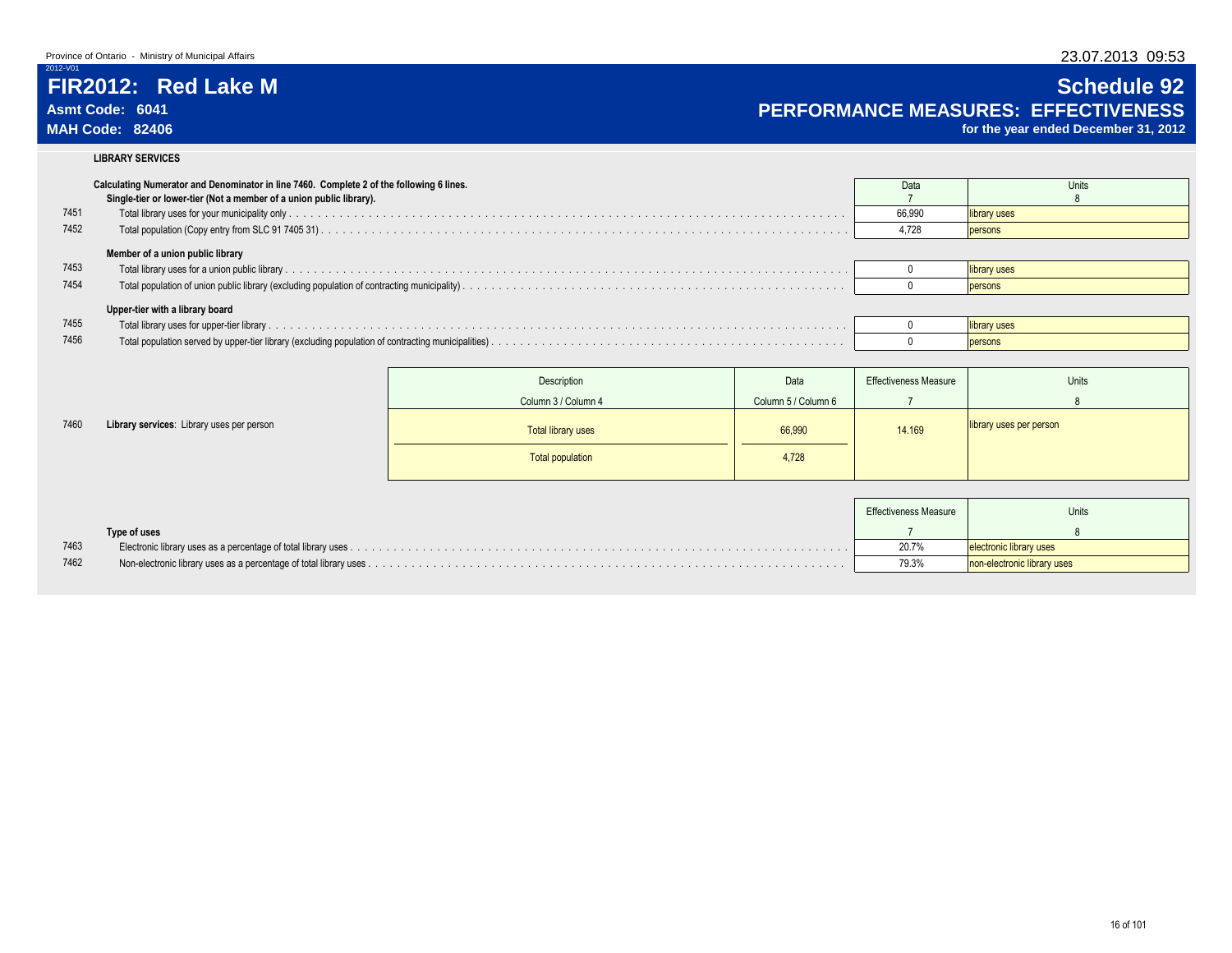Province of Ontario - Ministry of Municipal Affairs

2012-V01

# FIR2012: Red Lake M

**Asmt Code: 6041**

**MAH Code: 82406**

## Schedule 92

## PERFORMANCE MEASURES: EFFECTIVENESS

**for the year ended December 31, 2012**

### LIBRARY SERVICES

**Calculating Numerator and Denominator in line 7460. Complete 2 of the following 6 lines.**

| Line | Description | Data 7 | Units 8 |
|---|---|---|---|
| | **Single-tier or lower-tier (Not a member of a union public library).** | | |
| 7451 | Total library uses for your municipality only | 66,990 | library uses |
| 7452 | Total population (Copy entry from SLC 91 7405 31) | 4,728 | persons |
| | **Member of a union public library** | | |
| 7453 | Total library uses for a union public library | 0 | library uses |
| 7454 | Total population of union public library (excluding population of contracting municipality) | 0 | persons |
| | **Upper-tier with a library board** | | |
| 7455 | Total library uses for upper-tier library | 0 | library uses |
| 7456 | Total population served by upper-tier library (excluding population of contracting municipalities) | 0 | persons |

| Line | | Description (Column 3 / Column 4) | Data (Column 5 / Column 6) | Effectiveness Measure 7 | Units 8 |
|---|---|---|---|---|---|
| 7460 | **Library services**: Library uses per person | Total library uses / Total population | 66,990 / 4,728 | 14.169 | library uses per person |

| Line | Type of uses | Effectiveness Measure 7 | Units 8 |
|---|---|---|---|
| 7463 | Electronic library uses as a percentage of total library uses | 20.7% | electronic library uses |
| 7462 | Non-electronic library uses as a percentage of total library uses | 79.3% | non-electronic library uses |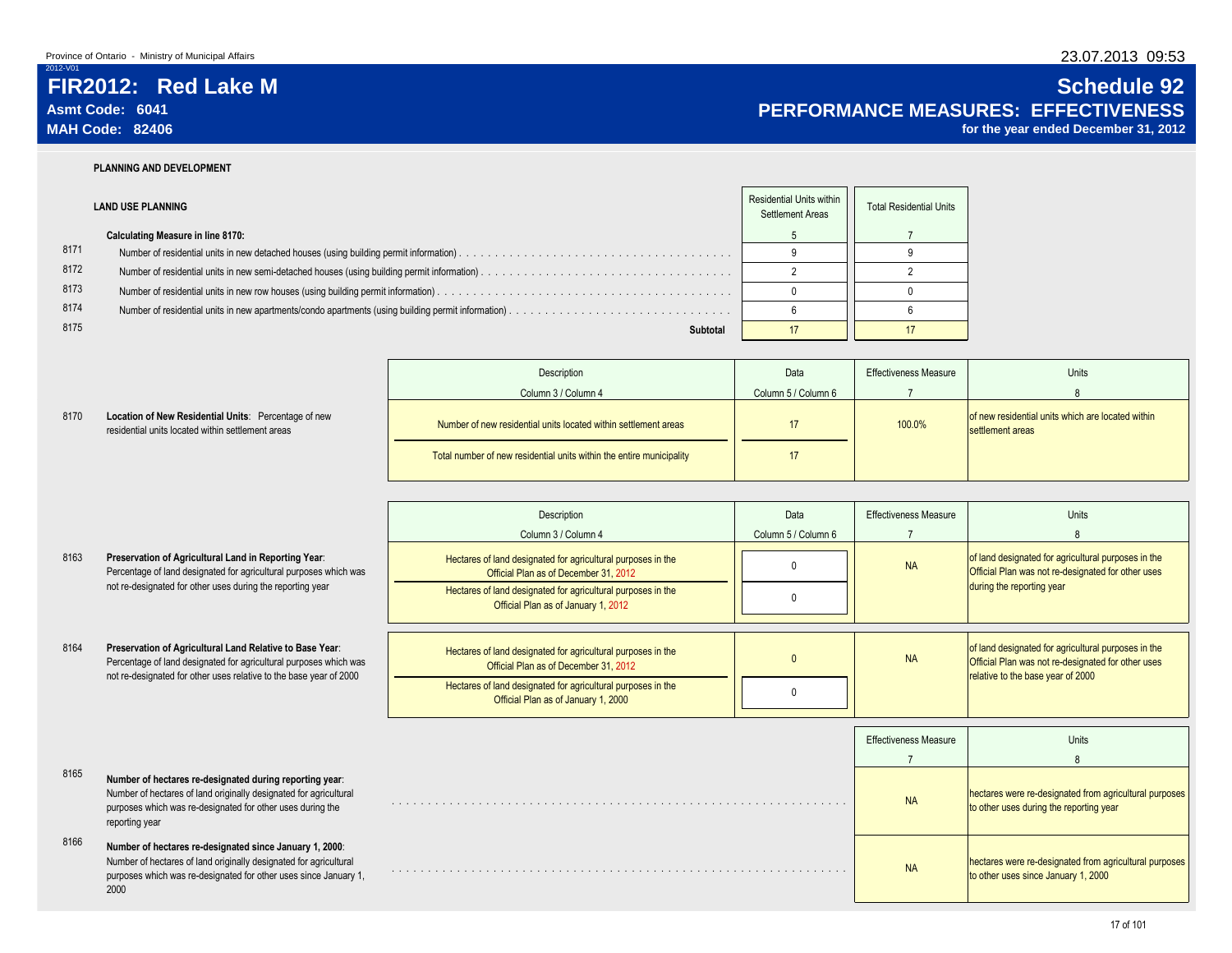Province of Ontario - Ministry of Municipal Affairs

2012-V01

# FIR2012: Red Lake M

**Asmt Code: 6041**

**MAH Code: 82406**

# Schedule 92

## PERFORMANCE MEASURES: EFFECTIVENESS

**for the year ended December 31, 2012**

23.07.2013 09:53

### PLANNING AND DEVELOPMENT

#### LAND USE PLANNING

**Calculating Measure in line 8170:**

| Line | Description | Residential Units within Settlement Areas | Total Residential Units |
|---|---|---|---|
| | | 5 | 7 |
| 8171 | Number of residential units in new detached houses (using building permit information) | 9 | 9 |
| 8172 | Number of residential units in new semi-detached houses (using building permit information) | 2 | 2 |
| 8173 | Number of residential units in new row houses (using building permit information) | 0 | 0 |
| 8174 | Number of residential units in new apartments/condo apartments (using building permit information) | 6 | 6 |
| 8175 | **Subtotal** | 17 | 17 |

| Line | Measure | Description (Column 3 / Column 4) | Data (Column 5 / Column 6) | Effectiveness Measure (7) | Units (8) |
|---|---|---|---|---|---|
| 8170 | **Location of New Residential Units**: Percentage of new residential units located within settlement areas | Number of new residential units located within settlement areas | 17 | 100.0% | of new residential units which are located within settlement areas |
| | | Total number of new residential units within the entire municipality | 17 | | |

| Line | Measure | Description (Column 3 / Column 4) | Data (Column 5 / Column 6) | Effectiveness Measure (7) | Units (8) |
|---|---|---|---|---|---|
| 8163 | **Preservation of Agricultural Land in Reporting Year**: Percentage of land designated for agricultural purposes which was not re-designated for other uses during the reporting year | Hectares of land designated for agricultural purposes in the Official Plan as of December 31, 2012 | 0 | NA | of land designated for agricultural purposes in the Official Plan was not re-designated for other uses during the reporting year |
| | | Hectares of land designated for agricultural purposes in the Official Plan as of January 1, 2012 | 0 | | |
| 8164 | **Preservation of Agricultural Land Relative to Base Year**: Percentage of land designated for agricultural purposes which was not re-designated for other uses relative to the base year of 2000 | Hectares of land designated for agricultural purposes in the Official Plan as of December 31, 2012 | 0 | NA | of land designated for agricultural purposes in the Official Plan was not re-designated for other uses relative to the base year of 2000 |
| | | Hectares of land designated for agricultural purposes in the Official Plan as of January 1, 2000 | 0 | | |

| Line | Measure | Effectiveness Measure (7) | Units (8) |
|---|---|---|---|
| 8165 | **Number of hectares re-designated during reporting year**: Number of hectares of land originally designated for agricultural purposes which was re-designated for other uses during the reporting year | NA | hectares were re-designated from agricultural purposes to other uses during the reporting year |
| 8166 | **Number of hectares re-designated since January 1, 2000**: Number of hectares of land originally designated for agricultural purposes which was re-designated for other uses since January 1, 2000 | NA | hectares were re-designated from agricultural purposes to other uses since January 1, 2000 |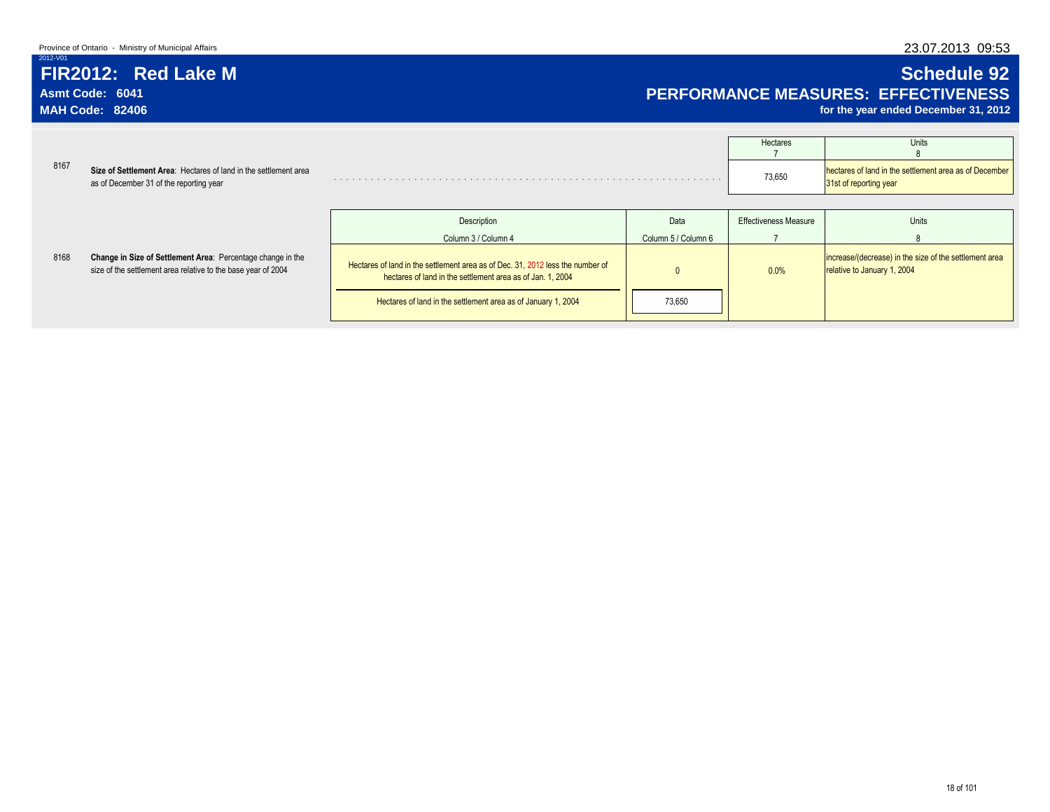Province of Ontario - Ministry of Municipal Affairs

2012-V01

# FIR2012: Red Lake M

**Asmt Code: 6041**

**MAH Code: 82406**

# Schedule 92

## PERFORMANCE MEASURES: EFFECTIVENESS

**for the year ended December 31, 2012**

| | | Hectares<br>7 | Units<br>8 |
|---|---|---|---|
| 8167 | **Size of Settlement Area**: Hectares of land in the settlement area as of December 31 of the reporting year | 73,650 | hectares of land in the settlement area as of December 31st of reporting year |

| | | Description<br>Column 3 / Column 4 | Data<br>Column 5 / Column 6 | Effectiveness Measure<br>7 | Units<br>8 |
|---|---|---|---|---|---|
| 8168 | **Change in Size of Settlement Area**: Percentage change in the size of the settlement area relative to the base year of 2004 | Hectares of land in the settlement area as of Dec. 31, 2012 less the number of hectares of land in the settlement area as of Jan. 1, 2004 | 0 | 0.0% | increase/(decrease) in the size of the settlement area relative to January 1, 2004 |
| | | Hectares of land in the settlement area as of January 1, 2004 | 73,650 | | |